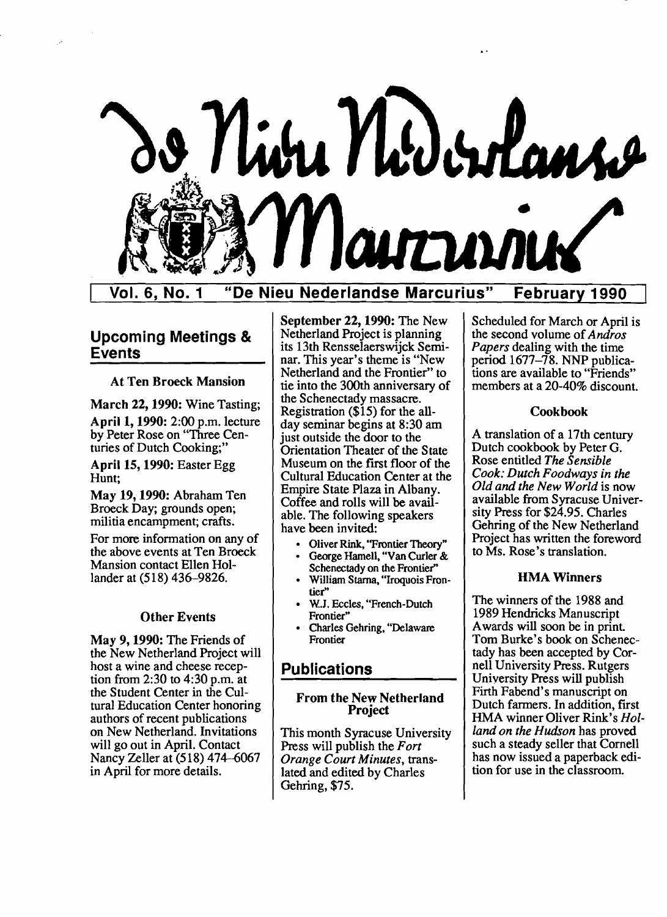# De Nieu Nederlandse Marcurius

**Vol. 6, No. 1 "De Nieu Nederlandse Marcurius" February 1990**

## Upcoming Meetings & Events

### At Ten Broeck Mansion

**March 22, 1990:** Wine Tasting;

**April 1, 1990:** 2:00 p.m. lecture by Peter Rose on "Three Centuries of Dutch Cooking;"

**April 15, 1990:** Easter Egg Hunt;

**May 19, 1990:** Abraham Ten Broeck Day; grounds open; militia encampment; crafts.

For more information on any of the above events at Ten Broeck Mansion contact Ellen Hollander at (518) 436–9826.

### Other Events

**May 9, 1990:** The Friends of the New Netherland Project will host a wine and cheese reception from 2:30 to 4:30 p.m. at the Student Center in the Cultural Education Center honoring authors of recent publications on New Netherland. Invitations will go out in April. Contact Nancy Zeller at (518) 474–6067 in April for more details.

**September 22, 1990:** The New Netherland Project is planning its 13th Rensselaerswijck Seminar. This year's theme is "New Netherland and the Frontier" to tie into the 300th anniversary of the Schenectady massacre. Registration ($15) for the all-day seminar begins at 8:30 am just outside the door to the Orientation Theater of the State Museum on the first floor of the Cultural Education Center at the Empire State Plaza in Albany. Coffee and rolls will be available. The following speakers have been invited:

- Oliver Rink, "Frontier Theory"
- George Hamell, "Van Curler & Schenectady on the Frontier"
- William Starna, "Iroquois Frontier"
- W.J. Eccles, "French-Dutch Frontier"
- Charles Gehring, "Delaware Frontier

## Publications

### From the New Netherland Project

This month Syracuse University Press will publish the *Fort Orange Court Minutes*, translated and edited by Charles Gehring, $75.

Scheduled for March or April is the second volume of *Andros Papers* dealing with the time period 1677–78. NNP publications are available to "Friends" members at a 20-40% discount.

### Cookbook

A translation of a 17th century Dutch cookbook by Peter G. Rose entitled *The Sensible Cook: Dutch Foodways in the Old and the New World* is now available from Syracuse University Press for $24.95. Charles Gehring of the New Netherland Project has written the foreword to Ms. Rose's translation.

### HMA Winners

The winners of the 1988 and 1989 Hendricks Manuscript Awards will soon be in print. Tom Burke's book on Schenectady has been accepted by Cornell University Press. Rutgers University Press will publish Firth Fabend's manuscript on Dutch farmers. In addition, first HMA winner Oliver Rink's *Holland on the Hudson* has proved such a steady seller that Cornell has now issued a paperback edition for use in the classroom.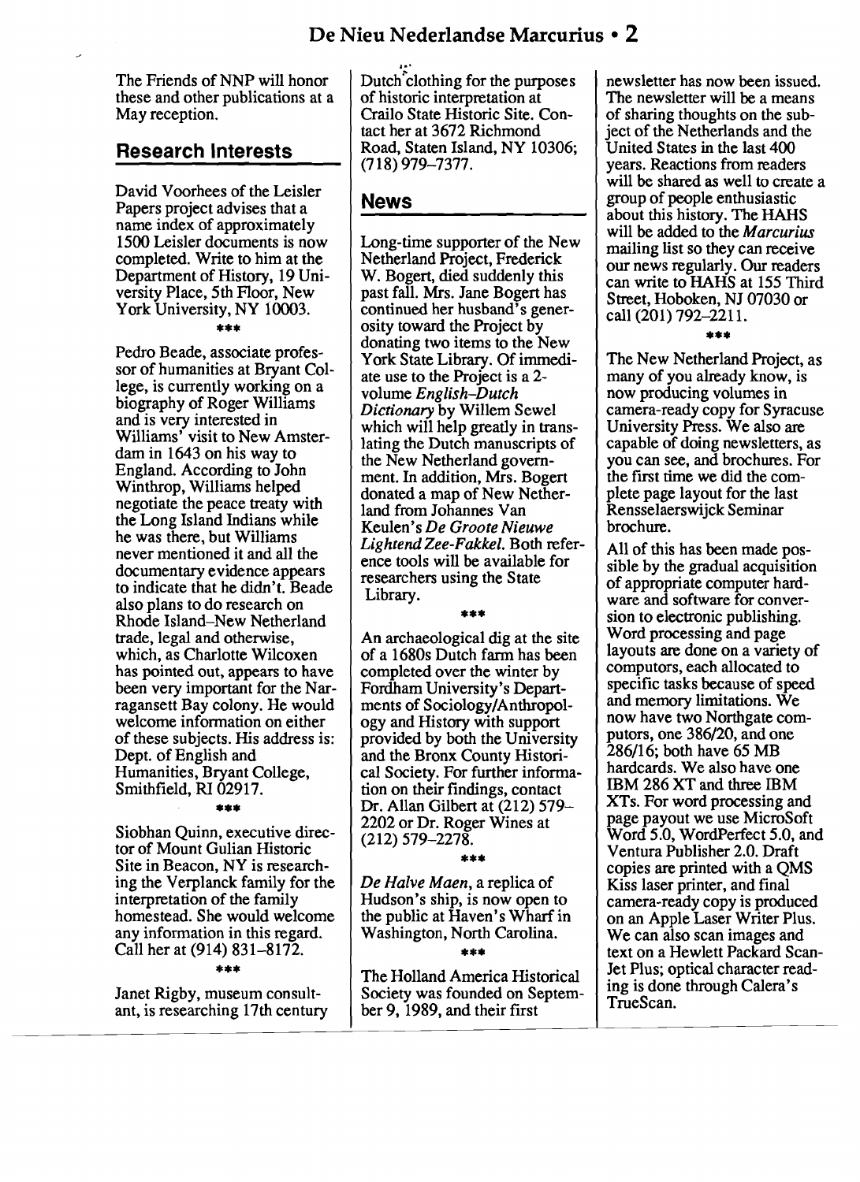The Friends of NNP will honor these and other publications at a May reception.

## Research Interests

David Voorhees of the Leisler Papers project advises that a name index of approximately 1500 Leisler documents is now completed. Write to him at the Department of History, 19 University Place, 5th Floor, New York University, NY 10003.

\*\*\*

Pedro Beade, associate professor of humanities at Bryant College, is currently working on a biography of Roger Williams and is very interested in Williams' visit to New Amsterdam in 1643 on his way to England. According to John Winthrop, Williams helped negotiate the peace treaty with the Long Island Indians while he was there, but Williams never mentioned it and all the documentary evidence appears to indicate that he didn't. Beade also plans to do research on Rhode Island–New Netherland trade, legal and otherwise, which, as Charlotte Wilcoxen has pointed out, appears to have been very important for the Narragansett Bay colony. He would welcome information on either of these subjects. His address is: Dept. of English and Humanities, Bryant College, Smithfield, RI 02917.

\*\*\*

Siobhan Quinn, executive director of Mount Gulian Historic Site in Beacon, NY is researching the Verplanck family for the interpretation of the family homestead. She would welcome any information in this regard. Call her at (914) 831–8172.

\*\*\*

Janet Rigby, museum consultant, is researching 17th century Dutch clothing for the purposes of historic interpretation at Crailo State Historic Site. Contact her at 3672 Richmond Road, Staten Island, NY 10306; (718) 979–7377.

## News

Long-time supporter of the New Netherland Project, Frederick W. Bogert, died suddenly this past fall. Mrs. Jane Bogert has continued her husband's generosity toward the Project by donating two items to the New York State Library. Of immediate use to the Project is a 2-volume *English–Dutch Dictionary* by Willem Sewel which will help greatly in translating the Dutch manuscripts of the New Netherland government. In addition, Mrs. Bogert donated a map of New Netherland from Johannes Van Keulen's *De Groote Nieuwe Lightend Zee-Fakkel.* Both reference tools will be available for researchers using the State Library.

\*\*\*

An archaeological dig at the site of a 1680s Dutch farm has been completed over the winter by Fordham University's Departments of Sociology/Anthropology and History with support provided by both the University and the Bronx County Historical Society. For further information on their findings, contact Dr. Allan Gilbert at (212) 579–2202 or Dr. Roger Wines at (212) 579–2278.

\*\*\*

*De Halve Maen*, a replica of Hudson's ship, is now open to the public at Haven's Wharf in Washington, North Carolina.

\*\*\*

The Holland America Historical Society was founded on September 9, 1989, and their first newsletter has now been issued. The newsletter will be a means of sharing thoughts on the subject of the Netherlands and the United States in the last 400 years. Reactions from readers will be shared as well to create a group of people enthusiastic about this history. The HAHS will be added to the *Marcurius* mailing list so they can receive our news regularly. Our readers can write to HAHS at 155 Third Street, Hoboken, NJ 07030 or call (201) 792–2211.

\*\*\*

The New Netherland Project, as many of you already know, is now producing volumes in camera-ready copy for Syracuse University Press. We also are capable of doing newsletters, as you can see, and brochures. For the first time we did the complete page layout for the last Rensselaerswijck Seminar brochure.

All of this has been made possible by the gradual acquisition of appropriate computer hardware and software for conversion to electronic publishing. Word processing and page layouts are done on a variety of computors, each allocated to specific tasks because of speed and memory limitations. We now have two Northgate computors, one 386/20, and one 286/16; both have 65 MB hardcards. We also have one IBM 286 XT and three IBM XTs. For word processing and page payout we use MicroSoft Word 5.0, WordPerfect 5.0, and Ventura Publisher 2.0. Draft copies are printed with a QMS Kiss laser printer, and final camera-ready copy is produced on an Apple Laser Writer Plus. We can also scan images and text on a Hewlett Packard ScanJet Plus; optical character reading is done through Calera's TrueScan.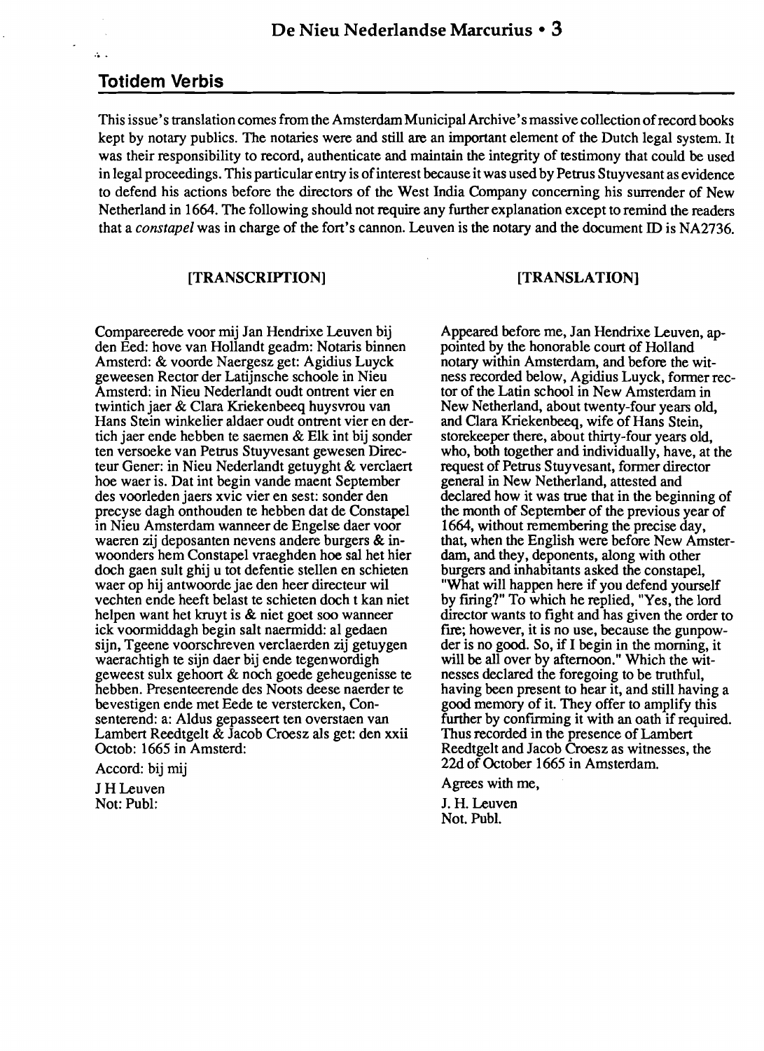## Totidem Verbis

This issue's translation comes from the Amsterdam Municipal Archive's massive collection of record books kept by notary publics. The notaries were and still are an important element of the Dutch legal system. It was their responsibility to record, authenticate and maintain the integrity of testimony that could be used in legal proceedings. This particular entry is of interest because it was used by Petrus Stuyvesant as evidence to defend his actions before the directors of the West India Company concerning his surrender of New Netherland in 1664. The following should not require any further explanation except to remind the readers that a *constapel* was in charge of the fort's cannon. Leuven is the notary and the document ID is NA2736.

### [TRANSCRIPTION]

Compareerede voor mij Jan Hendrixe Leuven bij den Eed: hove van Hollandt geadm: Notaris binnen Amsterd: & voorde Naergesz get: Agidius Luyck geweesen Rector der Latijnsche schoole in Nieu Amsterd: in Nieu Nederlandt oudt ontrent vier en twintich jaer & Clara Kriekenbeeq huysvrou van Hans Stein winkelier aldaer oudt ontrent vier en dertich jaer ende hebben te saemen & Elk int bij sonder ten versoeke van Petrus Stuyvesant gewesen Directeur Gener: in Nieu Nederlandt getuyght & verclaert hoe waer is. Dat int begin vande maent September des voorleden jaers xvic vier en sest: sonder den precyse dagh onthouden te hebben dat de Constapel in Nieu Amsterdam wanneer de Engelse daer voor waeren zij deposanten nevens andere burgers & inwoonders hem Constapel vraeghden hoe sal het hier doch gaen sult ghij u tot defentie stellen en schieten waer op hij antwoorde jae den heer directeur wil vechten ende heeft belast te schieten doch t kan niet helpen want het kruyt is & niet goet soo wanneer ick voormiddagh begin salt naermidd: al gedaen sijn, Tgeene voorschreven verclaerden zij getuygen waerachtigh te sijn daer bij ende tegenwordigh geweest sulx gehoort & noch goede geheugenisse te hebben. Presenteerende des Noots deese naerder te bevestigen ende met Eede te verstercken, Consenterend: a: Aldus gepasseert ten overstaen van Lambert Reedtgelt & Jacob Croesz als get: den xxii Octob: 1665 in Amsterd:

Accord: bij mij

J H Leuven
Not: Publ:

### [TRANSLATION]

Appeared before me, Jan Hendrixe Leuven, appointed by the honorable court of Holland notary within Amsterdam, and before the witness recorded below, Agidius Luyck, former rector of the Latin school in New Amsterdam in New Netherland, about twenty-four years old, and Clara Kriekenbeeq, wife of Hans Stein, storekeeper there, about thirty-four years old, who, both together and individually, have, at the request of Petrus Stuyvesant, former director general in New Netherland, attested and declared how it was true that in the beginning of the month of September of the previous year of 1664, without remembering the precise day, that, when the English were before New Amsterdam, and they, deponents, along with other burgers and inhabitants asked the constapel, "What will happen here if you defend yourself by firing?" To which he replied, "Yes, the lord director wants to fight and has given the order to fire; however, it is no use, because the gunpowder is no good. So, if I begin in the morning, it will be all over by afternoon." Which the witnesses declared the foregoing to be truthful, having been present to hear it, and still having a good memory of it. They offer to amplify this further by confirming it with an oath if required. Thus recorded in the presence of Lambert Reedtgelt and Jacob Croesz as witnesses, the 22d of October 1665 in Amsterdam.

Agrees with me,

J. H. Leuven
Not. Publ.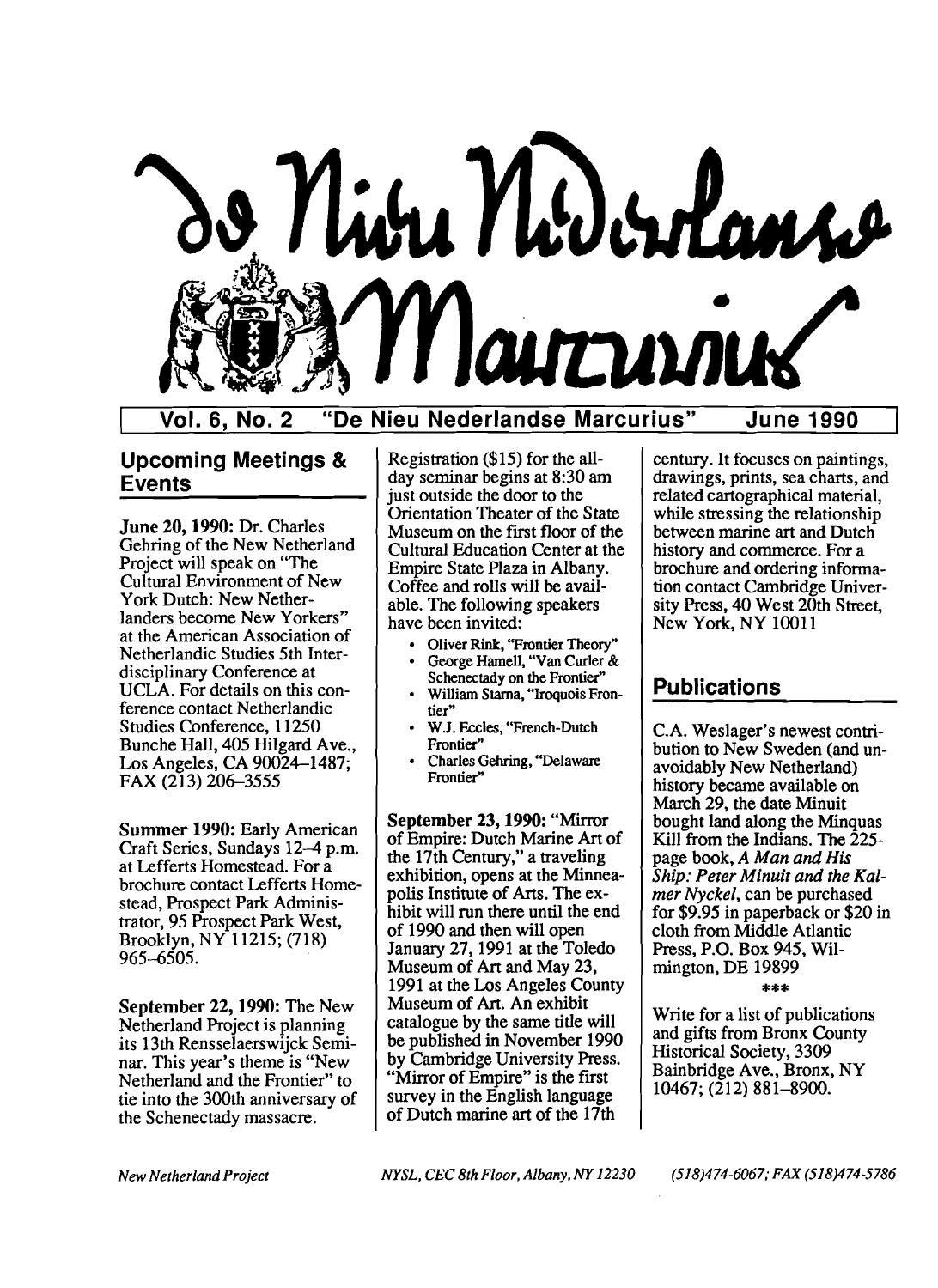# De Nieu Nederlandse Marcurius

**Vol. 6, No. 2 "De Nieu Nederlandse Marcurius" June 1990**

## Upcoming Meetings & Events

**June 20, 1990:** Dr. Charles Gehring of the New Netherland Project will speak on "The Cultural Environment of New York Dutch: New Netherlanders become New Yorkers" at the American Association of Netherlandic Studies 5th Interdisciplinary Conference at UCLA. For details on this conference contact Netherlandic Studies Conference, 11250 Bunche Hall, 405 Hilgard Ave., Los Angeles, CA 90024–1487; FAX (213) 206–3555

**Summer 1990:** Early American Craft Series, Sundays 12–4 p.m. at Lefferts Homestead. For a brochure contact Lefferts Homestead, Prospect Park Administrator, 95 Prospect Park West, Brooklyn, NY 11215; (718) 965–6505.

**September 22, 1990:** The New Netherland Project is planning its 13th Rensselaerswijck Seminar. This year's theme is "New Netherland and the Frontier" to tie into the 300th anniversary of the Schenectady massacre. Registration ($15) for the all-day seminar begins at 8:30 am just outside the door to the Orientation Theater of the State Museum on the first floor of the Cultural Education Center at the Empire State Plaza in Albany. Coffee and rolls will be available. The following speakers have been invited:

- Oliver Rink, "Frontier Theory"
- George Hamell, "Van Curler & Schenectady on the Frontier"
- William Starna, "Iroquois Frontier"
- W.J. Eccles, "French-Dutch Frontier"
- Charles Gehring, "Delaware Frontier"

**September 23, 1990:** "Mirror of Empire: Dutch Marine Art of the 17th Century," a traveling exhibition, opens at the Minneapolis Institute of Arts. The exhibit will run there until the end of 1990 and then will open January 27, 1991 at the Toledo Museum of Art and May 23, 1991 at the Los Angeles County Museum of Art. An exhibit catalogue by the same title will be published in November 1990 by Cambridge University Press. "Mirror of Empire" is the first survey in the English language of Dutch marine art of the 17th century. It focuses on paintings, drawings, prints, sea charts, and related cartographical material, while stressing the relationship between marine art and Dutch history and commerce. For a brochure and ordering information contact Cambridge University Press, 40 West 20th Street, New York, NY 10011

## Publications

C.A. Weslager's newest contribution to New Sweden (and unavoidably New Netherland) history became available on March 29, the date Minuit bought land along the Minquas Kill from the Indians. The 225-page book, *A Man and His Ship: Peter Minuit and the Kalmer Nyckel*, can be purchased for $9.95 in paperback or $20 in cloth from Middle Atlantic Press, P.O. Box 945, Wilmington, DE 19899

***

Write for a list of publications and gifts from Bronx County Historical Society, 3309 Bainbridge Ave., Bronx, NY 10467; (212) 881–8900.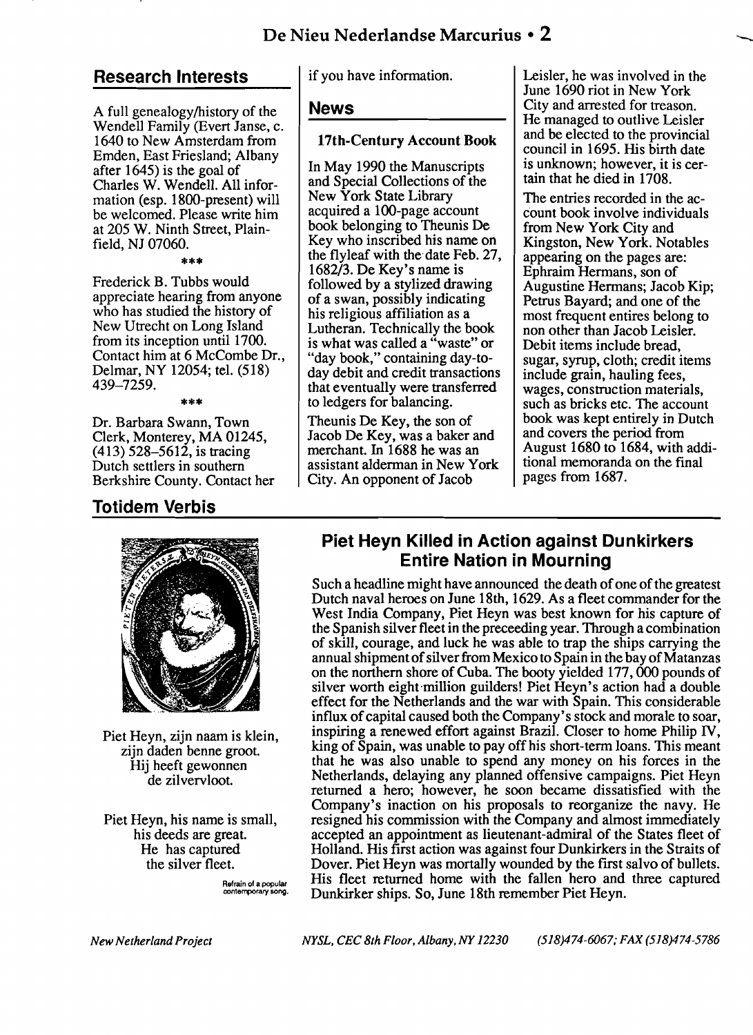## Research Interests

A full genealogy/history of the Wendell Family (Evert Janse, c. 1640 to New Amsterdam from Emden, East Friesland; Albany after 1645) is the goal of Charles W. Wendell. All information (esp. 1800-present) will be welcomed. Please write him at 205 W. Ninth Street, Plainfield, NJ 07060.

\*\*\*

Frederick B. Tubbs would appreciate hearing from anyone who has studied the history of New Utrecht on Long Island from its inception until 1700. Contact him at 6 McCombe Dr., Delmar, NY 12054; tel. (518) 439–7259.

\*\*\*

Dr. Barbara Swann, Town Clerk, Monterey, MA 01245, (413) 528–5612, is tracing Dutch settlers in southern Berkshire County. Contact her if you have information.

## News

### 17th-Century Account Book

In May 1990 the Manuscripts and Special Collections of the New York State Library acquired a 100-page account book belonging to Theunis De Key who inscribed his name on the flyleaf with the date Feb. 27, 1682/3. De Key's name is followed by a stylized drawing of a swan, possibly indicating his religious affiliation as a Lutheran. Technically the book is what was called a "waste" or "day book," containing day-to-day debit and credit transactions that eventually were transferred to ledgers for balancing.

Theunis De Key, the son of Jacob De Key, was a baker and merchant. In 1688 he was an assistant alderman in New York City. An opponent of Jacob Leisler, he was involved in the June 1690 riot in New York City and arrested for treason. He managed to outlive Leisler and be elected to the provincial council in 1695. His birth date is unknown; however, it is certain that he died in 1708.

The entries recorded in the account book involve individuals from New York City and Kingston, New York. Notables appearing on the pages are: Ephraim Hermans, son of Augustine Hermans; Jacob Kip; Petrus Bayard; and one of the most frequent entires belong to non other than Jacob Leisler. Debit items include bread, sugar, syrup, cloth; credit items include grain, hauling fees, wages, construction materials, such as bricks etc. The account book was kept entirely in Dutch and covers the period from August 1680 to 1684, with additional memoranda on the final pages from 1687.

## Totidem Verbis

Piet Heyn, zijn naam is klein,
zijn daden benne groot.
Hij heeft gewonnen
de zilvervloot.

Piet Heyn, his name is small,
his deeds are great.
He has captured
the silver fleet.

Refrain of a popular contemporary song.

### Piet Heyn Killed in Action against Dunkirkers Entire Nation in Mourning

Such a headline might have announced the death of one of the greatest Dutch naval heroes on June 18th, 1629. As a fleet commander for the West India Company, Piet Heyn was best known for his capture of the Spanish silver fleet in the preceeding year. Through a combination of skill, courage, and luck he was able to trap the ships carrying the annual shipment of silver from Mexico to Spain in the bay of Matanzas on the northern shore of Cuba. The booty yielded 177,000 pounds of silver worth eight million guilders! Piet Heyn's action had a double effect for the Netherlands and the war with Spain. This considerable influx of capital caused both the Company's stock and morale to soar, inspiring a renewed effort against Brazil. Closer to home Philip IV, king of Spain, was unable to pay off his short-term loans. This meant that he was also unable to spend any money on his forces in the Netherlands, delaying any planned offensive campaigns. Piet Heyn returned a hero; however, he soon became dissatisfied with the Company's inaction on his proposals to reorganize the navy. He resigned his commission with the Company and almost immediately accepted an appointment as lieutenant-admiral of the States fleet of Holland. His first action was against four Dunkirkers in the Straits of Dover. Piet Heyn was mortally wounded by the first salvo of bullets. His fleet returned home with the fallen hero and three captured Dunkirker ships. So, June 18th remember Piet Heyn.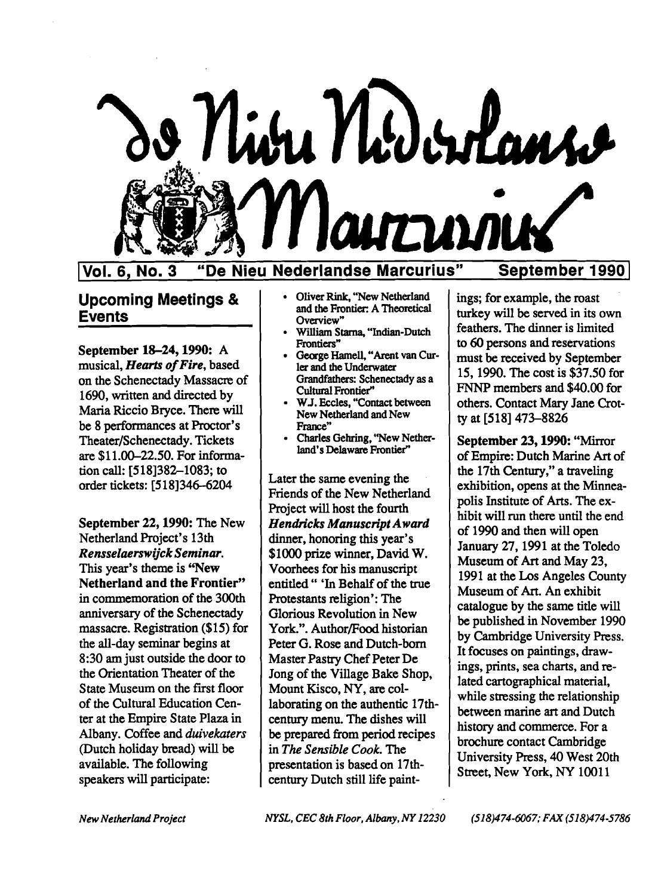# De Nieu Nederlandse Marcurius

**Vol. 6, No. 3 "De Nieu Nederlandse Marcurius" September 1990**

## Upcoming Meetings & Events

**September 18–24, 1990:** A musical, ***Hearts of Fire***, based on the Schenectady Massacre of 1690, written and directed by Maria Riccio Bryce. There will be 8 performances at Proctor's Theater/Schenectady. Tickets are $11.00–22.50. For information call: [518]382–1083; to order tickets: [518]346–6204

**September 22, 1990:** The New Netherland Project's 13th ***Rensselaerswijck Seminar***. This year's theme is "**New Netherland and the Frontier**" in commemoration of the 300th anniversary of the Schenectady massacre. Registration ($15) for the all-day seminar begins at 8:30 am just outside the door to the Orientation Theater of the State Museum on the first floor of the Cultural Education Center at the Empire State Plaza in Albany. Coffee and *duivekaters* (Dutch holiday bread) will be available. The following speakers will participate:

- Oliver Rink, "New Netherland and the Frontier: A Theoretical Overview"
- William Starna, "Indian-Dutch Frontiers"
- George Hamell, "Arent van Curler and the Underwater Grandfathers: Schenectady as a Cultural Frontier"
- W.J. Eccles, "Contact between New Netherland and New France"
- Charles Gehring, "New Netherland's Delaware Frontier"

Later the same evening the Friends of the New Netherland Project will host the fourth ***Hendricks Manuscript Award*** dinner, honoring this year's $1000 prize winner, David W. Voorhees for his manuscript entitled " 'In Behalf of the true Protestants religion': The Glorious Revolution in New York.". Author/Food historian Peter G. Rose and Dutch-born Master Pastry Chef Peter De Jong of the Village Bake Shop, Mount Kisco, NY, are collaborating on the authentic 17th-century menu. The dishes will be prepared from period recipes in *The Sensible Cook.* The presentation is based on 17th-century Dutch still life paintings; for example, the roast turkey will be served in its own feathers. The dinner is limited to 60 persons and reservations must be received by September 15, 1990. The cost is $37.50 for FNNP members and $40.00 for others. Contact Mary Jane Crotty at [518] 473–8826

**September 23, 1990:** "Mirror of Empire: Dutch Marine Art of the 17th Century," a traveling exhibition, opens at the Minneapolis Institute of Arts. The exhibit will run there until the end of 1990 and then will open January 27, 1991 at the Toledo Museum of Art and May 23, 1991 at the Los Angeles County Museum of Art. An exhibit catalogue by the same title will be published in November 1990 by Cambridge University Press. It focuses on paintings, drawings, prints, sea charts, and related cartographical material, while stressing the relationship between marine art and Dutch history and commerce. For a brochure contact Cambridge University Press, 40 West 20th Street, New York, NY 10011

*New Netherland Project* *NYSL, CEC 8th Floor, Albany, NY 12230* *(518)474-6067; FAX (518)474-5786*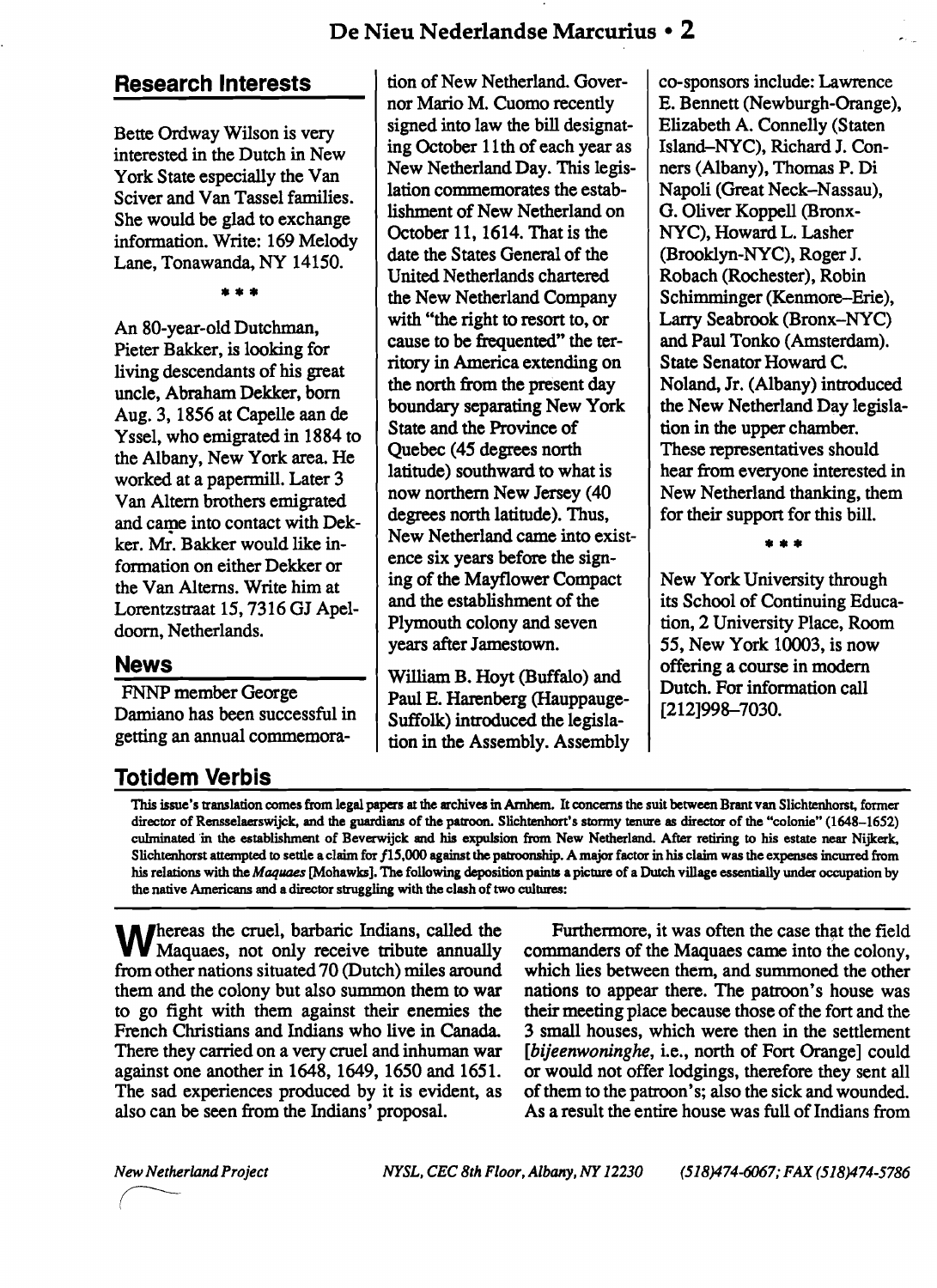## Research Interests

Bette Ordway Wilson is very interested in the Dutch in New York State especially the Van Sciver and Van Tassel families. She would be glad to exchange information. Write: 169 Melody Lane, Tonawanda, NY 14150.

\* \* \*

An 80-year-old Dutchman, Pieter Bakker, is looking for living descendants of his great uncle, Abraham Dekker, born Aug. 3, 1856 at Capelle aan de Yssel, who emigrated in 1884 to the Albany, New York area. He worked at a papermill. Later 3 Van Altern brothers emigrated and came into contact with Dekker. Mr. Bakker would like information on either Dekker or the Van Alterns. Write him at Lorentzstraat 15, 7316 GJ Apeldoorn, Netherlands.

## News

FNNP member George Damiano has been successful in getting an annual commemoration of New Netherland. Governor Mario M. Cuomo recently signed into law the bill designating October 11th of each year as New Netherland Day. This legislation commemorates the establishment of New Netherland on October 11, 1614. That is the date the States General of the United Netherlands chartered the New Netherland Company with "the right to resort to, or cause to be frequented" the territory in America extending on the north from the present day boundary separating New York State and the Province of Quebec (45 degrees north latitude) southward to what is now northern New Jersey (40 degrees north latitude). Thus, New Netherland came into existence six years before the signing of the Mayflower Compact and the establishment of the Plymouth colony and seven years after Jamestown.

William B. Hoyt (Buffalo) and Paul E. Harenberg (Hauppauge-Suffolk) introduced the legislation in the Assembly. Assembly co-sponsors include: Lawrence E. Bennett (Newburgh-Orange), Elizabeth A. Connelly (Staten Island–NYC), Richard J. Conners (Albany), Thomas P. Di Napoli (Great Neck–Nassau), G. Oliver Koppell (Bronx-NYC), Howard L. Lasher (Brooklyn-NYC), Roger J. Robach (Rochester), Robin Schimminger (Kenmore–Erie), Larry Seabrook (Bronx–NYC) and Paul Tonko (Amsterdam). State Senator Howard C. Noland, Jr. (Albany) introduced the New Netherland Day legislation in the upper chamber. These representatives should hear from everyone interested in New Netherland thanking, them for their support for this bill.

\* \* \*

New York University through its School of Continuing Education, 2 University Place, Room 55, New York 10003, is now offering a course in modern Dutch. For information call [212]998–7030.

## Totidem Verbis

**This issue's translation comes from legal papers at the archives in Arnhem. It concerns the suit between Brant van Slichtenhorst, former director of Rensselaerswijck, and the guardians of the patroon. Slichtenhort's stormy tenure as director of the "colonie" (1648–1652) culminated in the establishment of Beverwijck and his expulsion from New Netherland. After retiring to his estate near Nijkerk, Slichtenhorst attempted to settle a claim for *f*15,000 against the patroonship. A major factor in his claim was the expenses incurred from his relations with the *Maquaes* [Mohawks]. The following deposition paints a picture of a Dutch village essentially under occupation by the native Americans and a director struggling with the clash of two cultures:**

Whereas the cruel, barbaric Indians, called the Maquaes, not only receive tribute annually from other nations situated 70 (Dutch) miles around them and the colony but also summon them to war to go fight with them against their enemies the French Christians and Indians who live in Canada. There they carried on a very cruel and inhuman war against one another in 1648, 1649, 1650 and 1651. The sad experiences produced by it is evident, as also can be seen from the Indians' proposal.

Furthermore, it was often the case that the field commanders of the Maquaes came into the colony, which lies between them, and summoned the other nations to appear there. The patroon's house was their meeting place because those of the fort and the 3 small houses, which were then in the settlement [*bijeenwoninghe*, i.e., north of Fort Orange] could or would not offer lodgings, therefore they sent all of them to the patroon's; also the sick and wounded. As a result the entire house was full of Indians from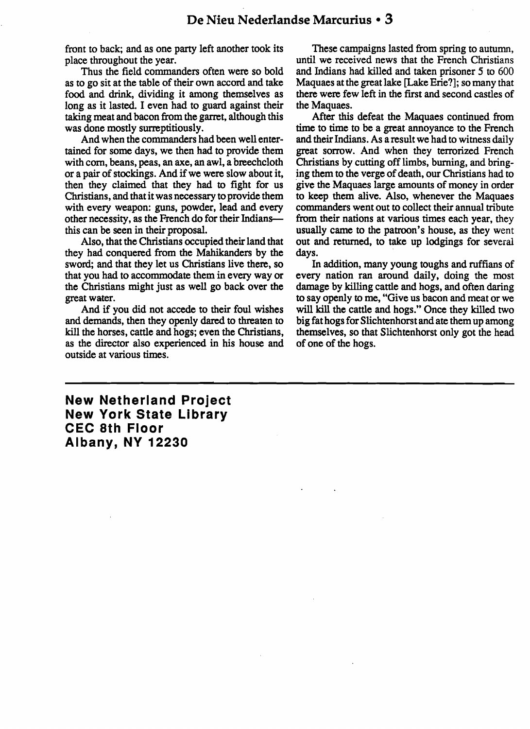front to back; and as one party left another took its place throughout the year.

Thus the field commanders often were so bold as to go sit at the table of their own accord and take food and drink, dividing it among themselves as long as it lasted. I even had to guard against their taking meat and bacon from the garret, although this was done mostly surreptitiously.

And when the commanders had been well entertained for some days, we then had to provide them with corn, beans, peas, an axe, an awl, a breechcloth or a pair of stockings. And if we were slow about it, then they claimed that they had to fight for us Christians, and that it was necessary to provide them with every weapon: guns, powder, lead and every other necessity, as the French do for their Indians—this can be seen in their proposal.

Also, that the Christians occupied their land that they had conquered from the Mahikanders by the sword; and that they let us Christians live there, so that you had to accommodate them in every way or the Christians might just as well go back over the great water.

And if you did not accede to their foul wishes and demands, then they openly dared to threaten to kill the horses, cattle and hogs; even the Christians, as the director also experienced in his house and outside at various times.

These campaigns lasted from spring to autumn, until we received news that the French Christians and Indians had killed and taken prisoner 5 to 600 Maquaes at the great lake [Lake Erie?]; so many that there were few left in the first and second castles of the Maquaes.

After this defeat the Maquaes continued from time to time to be a great annoyance to the French and their Indians. As a result we had to witness daily great sorrow. And when they terrorized French Christians by cutting off limbs, burning, and bringing them to the verge of death, our Christians had to give the Maquaes large amounts of money in order to keep them alive. Also, whenever the Maquaes commanders went out to collect their annual tribute from their nations at various times each year, they usually came to the patroon's house, as they went out and returned, to take up lodgings for several days.

In addition, many young toughs and ruffians of every nation ran around daily, doing the most damage by killing cattle and hogs, and often daring to say openly to me, "Give us bacon and meat or we will kill the cattle and hogs." Once they killed two big fat hogs for Slichtenhorst and ate them up among themselves, so that Slichtenhorst only got the head of one of the hogs.

---

**New Netherland Project**
**New York State Library**
**CEC 8th Floor**
**Albany, NY 12230**